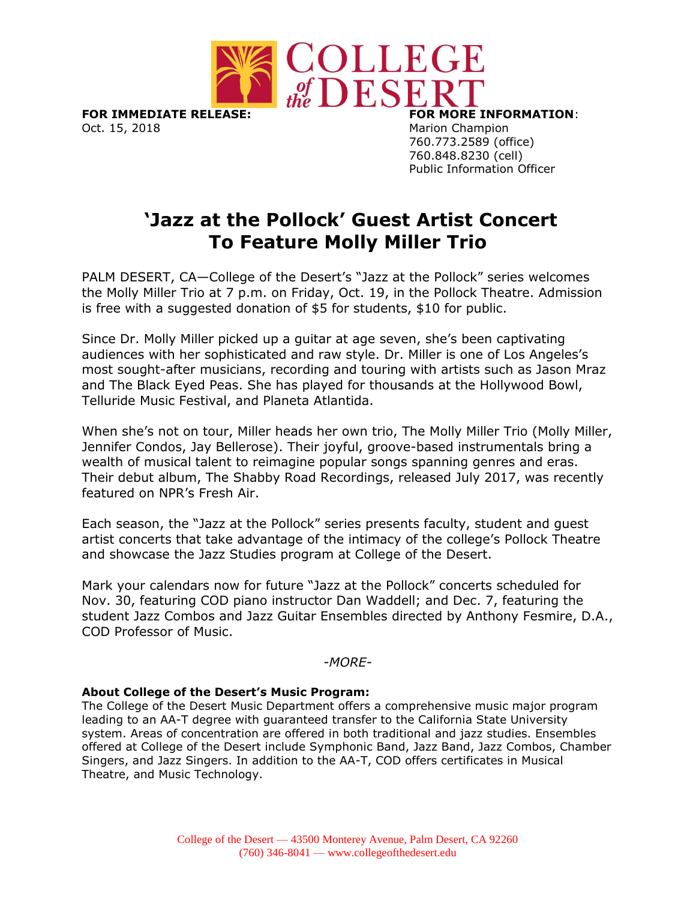**FOR IMMEDIATE RELEASE:**
Oct. 15, 2018

**FOR MORE INFORMATION**:
Marion Champion
760.773.2589 (office)
760.848.8230 (cell)
Public Information Officer

# 'Jazz at the Pollock' Guest Artist Concert To Feature Molly Miller Trio

PALM DESERT, CA—College of the Desert's "Jazz at the Pollock" series welcomes the Molly Miller Trio at 7 p.m. on Friday, Oct. 19, in the Pollock Theatre. Admission is free with a suggested donation of $5 for students, $10 for public.

Since Dr. Molly Miller picked up a guitar at age seven, she's been captivating audiences with her sophisticated and raw style. Dr. Miller is one of Los Angeles's most sought-after musicians, recording and touring with artists such as Jason Mraz and The Black Eyed Peas. She has played for thousands at the Hollywood Bowl, Telluride Music Festival, and Planeta Atlantida.

When she's not on tour, Miller heads her own trio, The Molly Miller Trio (Molly Miller, Jennifer Condos, Jay Bellerose). Their joyful, groove-based instrumentals bring a wealth of musical talent to reimagine popular songs spanning genres and eras. Their debut album, The Shabby Road Recordings, released July 2017, was recently featured on NPR's Fresh Air.

Each season, the "Jazz at the Pollock" series presents faculty, student and guest artist concerts that take advantage of the intimacy of the college's Pollock Theatre and showcase the Jazz Studies program at College of the Desert.

Mark your calendars now for future "Jazz at the Pollock" concerts scheduled for Nov. 30, featuring COD piano instructor Dan Waddell; and Dec. 7, featuring the student Jazz Combos and Jazz Guitar Ensembles directed by Anthony Fesmire, D.A., COD Professor of Music.

*-MORE-*

**About College of the Desert's Music Program:**
The College of the Desert Music Department offers a comprehensive music major program leading to an AA-T degree with guaranteed transfer to the California State University system. Areas of concentration are offered in both traditional and jazz studies. Ensembles offered at College of the Desert include Symphonic Band, Jazz Band, Jazz Combos, Chamber Singers, and Jazz Singers. In addition to the AA-T, COD offers certificates in Musical Theatre, and Music Technology.

College of the Desert — 43500 Monterey Avenue, Palm Desert, CA 92260
(760) 346-8041 — www.collegeofthedesert.edu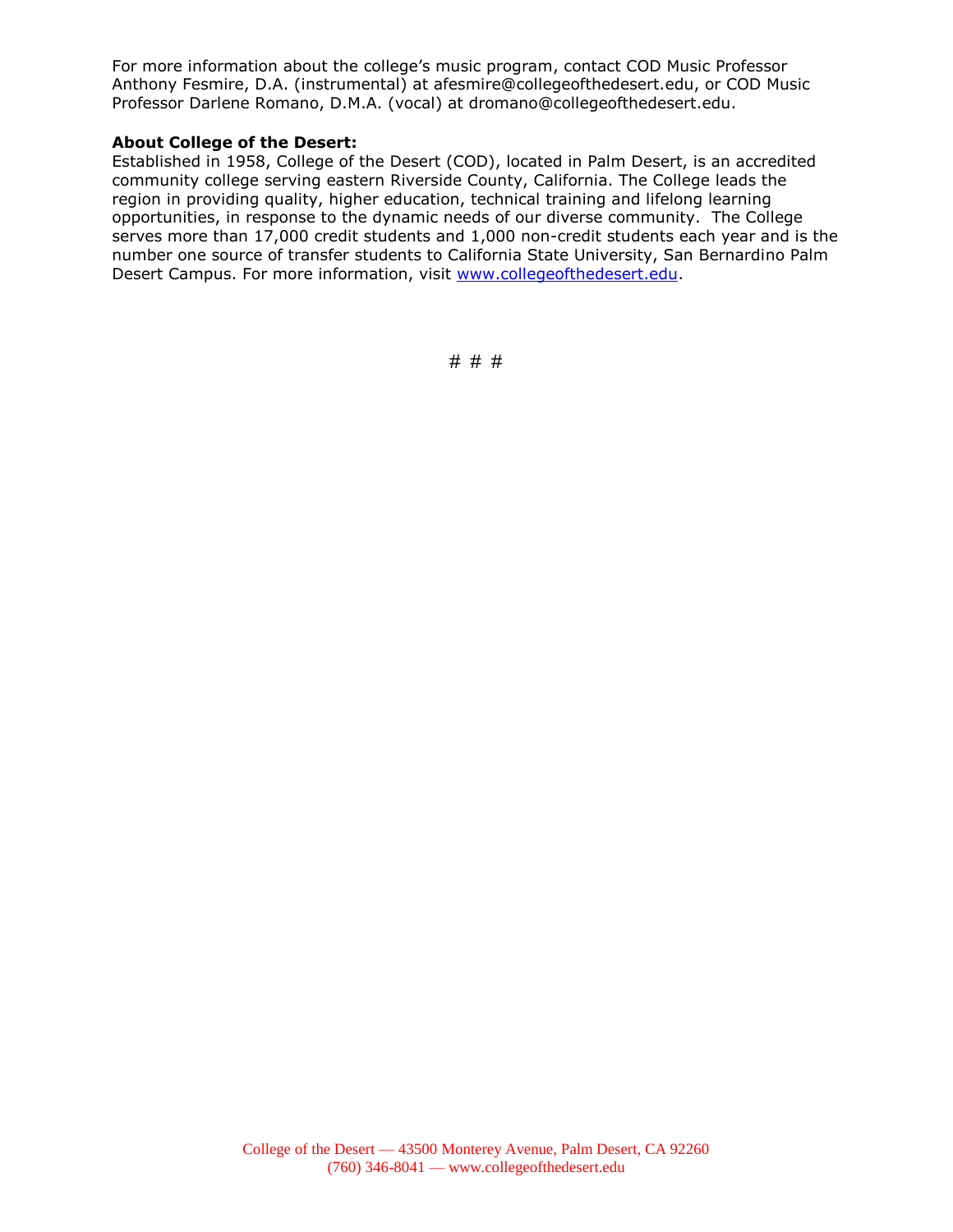For more information about the college's music program, contact COD Music Professor Anthony Fesmire, D.A. (instrumental) at afesmire@collegeofthedesert.edu, or COD Music Professor Darlene Romano, D.M.A. (vocal) at dromano@collegeofthedesert.edu.

**About College of the Desert:**
Established in 1958, College of the Desert (COD), located in Palm Desert, is an accredited community college serving eastern Riverside County, California. The College leads the region in providing quality, higher education, technical training and lifelong learning opportunities, in response to the dynamic needs of our diverse community. The College serves more than 17,000 credit students and 1,000 non-credit students each year and is the number one source of transfer students to California State University, San Bernardino Palm Desert Campus. For more information, visit www.collegeofthedesert.edu.

# # #

College of the Desert — 43500 Monterey Avenue, Palm Desert, CA 92260
(760) 346-8041 — www.collegeofthedesert.edu